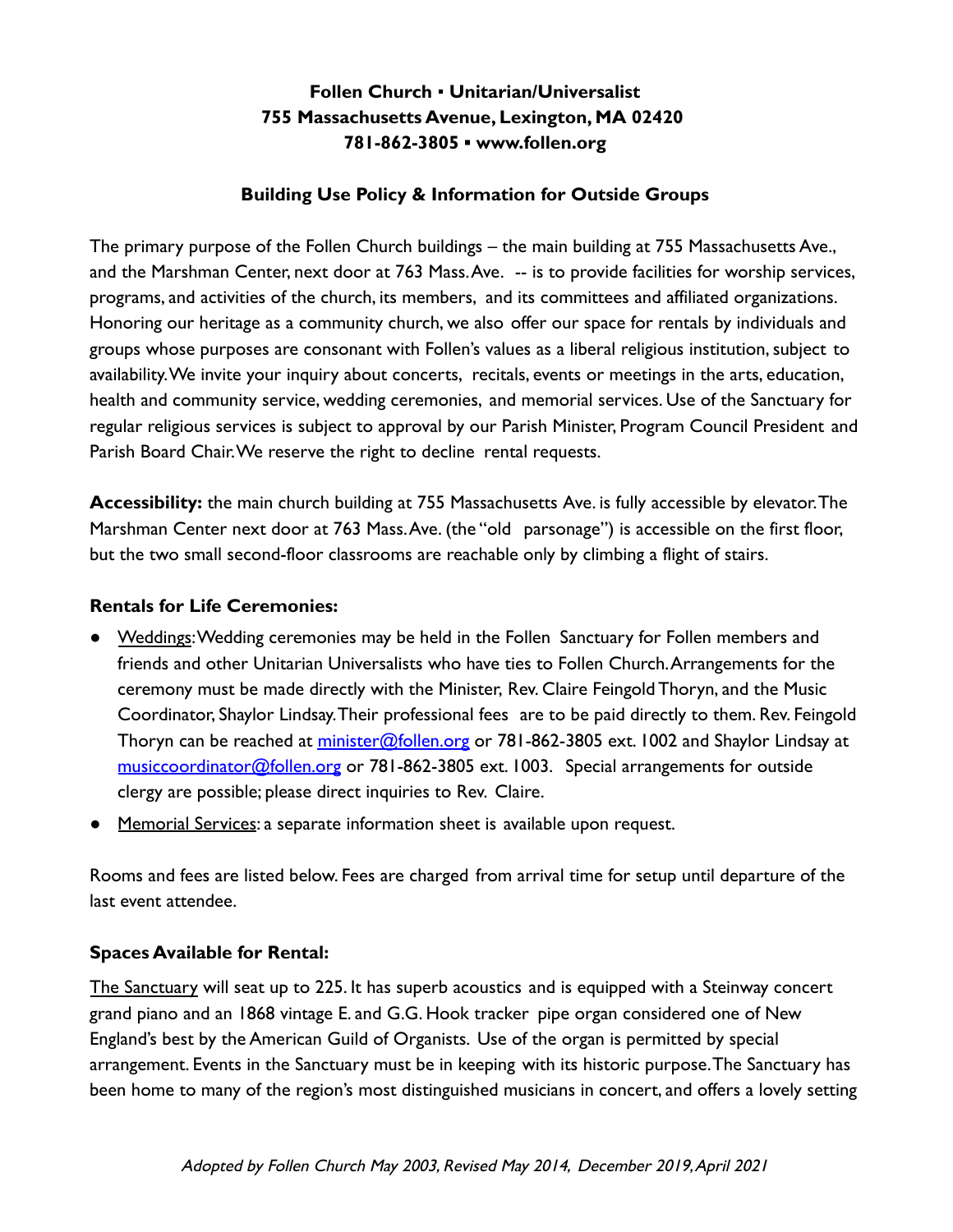**Follen Church ▪ Unitarian/Universalist**
**755 Massachusetts Avenue, Lexington, MA 02420**
**781-862-3805 ▪ www.follen.org**

## Building Use Policy & Information for Outside Groups

The primary purpose of the Follen Church buildings – the main building at 755 Massachusetts Ave., and the Marshman Center, next door at 763 Mass. Ave. -- is to provide facilities for worship services, programs, and activities of the church, its members, and its committees and affiliated organizations. Honoring our heritage as a community church, we also offer our space for rentals by individuals and groups whose purposes are consonant with Follen's values as a liberal religious institution, subject to availability. We invite your inquiry about concerts, recitals, events or meetings in the arts, education, health and community service, wedding ceremonies, and memorial services. Use of the Sanctuary for regular religious services is subject to approval by our Parish Minister, Program Council President and Parish Board Chair. We reserve the right to decline rental requests.

**Accessibility:** the main church building at 755 Massachusetts Ave. is fully accessible by elevator. The Marshman Center next door at 763 Mass. Ave. (the "old parsonage") is accessible on the first floor, but the two small second-floor classrooms are reachable only by climbing a flight of stairs.

**Rentals for Life Ceremonies:**

- Weddings: Wedding ceremonies may be held in the Follen Sanctuary for Follen members and friends and other Unitarian Universalists who have ties to Follen Church. Arrangements for the ceremony must be made directly with the Minister, Rev. Claire Feingold Thoryn, and the Music Coordinator, Shaylor Lindsay. Their professional fees are to be paid directly to them. Rev. Feingold Thoryn can be reached at minister@follen.org or 781-862-3805 ext. 1002 and Shaylor Lindsay at musiccoordinator@follen.org or 781-862-3805 ext. 1003. Special arrangements for outside clergy are possible; please direct inquiries to Rev. Claire.
- Memorial Services: a separate information sheet is available upon request.

Rooms and fees are listed below. Fees are charged from arrival time for setup until departure of the last event attendee.

**Spaces Available for Rental:**

The Sanctuary will seat up to 225. It has superb acoustics and is equipped with a Steinway concert grand piano and an 1868 vintage E. and G.G. Hook tracker pipe organ considered one of New England's best by the American Guild of Organists. Use of the organ is permitted by special arrangement. Events in the Sanctuary must be in keeping with its historic purpose. The Sanctuary has been home to many of the region's most distinguished musicians in concert, and offers a lovely setting

*Adopted by Follen Church May 2003, Revised May 2014, December 2019, April 2021*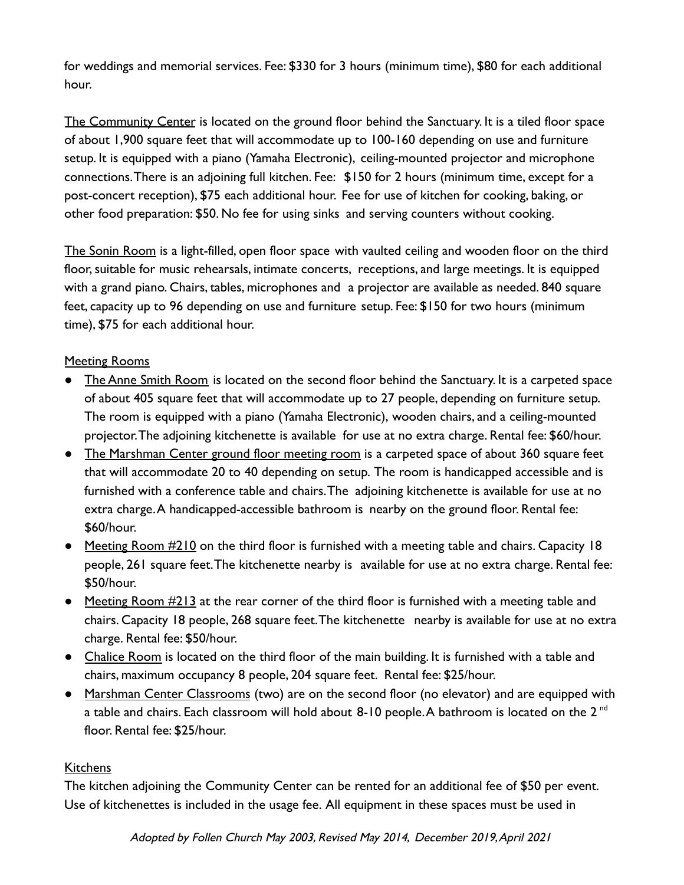for weddings and memorial services. Fee: $330 for 3 hours (minimum time), $80 for each additional hour.

The Community Center is located on the ground floor behind the Sanctuary. It is a tiled floor space of about 1,900 square feet that will accommodate up to 100-160 depending on use and furniture setup. It is equipped with a piano (Yamaha Electronic), ceiling-mounted projector and microphone connections. There is an adjoining full kitchen. Fee: $150 for 2 hours (minimum time, except for a post-concert reception), $75 each additional hour. Fee for use of kitchen for cooking, baking, or other food preparation: $50. No fee for using sinks and serving counters without cooking.

The Sonin Room is a light-filled, open floor space with vaulted ceiling and wooden floor on the third floor, suitable for music rehearsals, intimate concerts, receptions, and large meetings. It is equipped with a grand piano. Chairs, tables, microphones and a projector are available as needed. 840 square feet, capacity up to 96 depending on use and furniture setup. Fee: $150 for two hours (minimum time), $75 for each additional hour.

Meeting Rooms

- The Anne Smith Room is located on the second floor behind the Sanctuary. It is a carpeted space of about 405 square feet that will accommodate up to 27 people, depending on furniture setup. The room is equipped with a piano (Yamaha Electronic), wooden chairs, and a ceiling-mounted projector. The adjoining kitchenette is available for use at no extra charge. Rental fee: $60/hour.
- The Marshman Center ground floor meeting room is a carpeted space of about 360 square feet that will accommodate 20 to 40 depending on setup. The room is handicapped accessible and is furnished with a conference table and chairs. The adjoining kitchenette is available for use at no extra charge. A handicapped-accessible bathroom is nearby on the ground floor. Rental fee: $60/hour.
- Meeting Room #210 on the third floor is furnished with a meeting table and chairs. Capacity 18 people, 261 square feet. The kitchenette nearby is available for use at no extra charge. Rental fee: $50/hour.
- Meeting Room #213 at the rear corner of the third floor is furnished with a meeting table and chairs. Capacity 18 people, 268 square feet. The kitchenette nearby is available for use at no extra charge. Rental fee: $50/hour.
- Chalice Room is located on the third floor of the main building. It is furnished with a table and chairs, maximum occupancy 8 people, 204 square feet. Rental fee: $25/hour.
- Marshman Center Classrooms (two) are on the second floor (no elevator) and are equipped with a table and chairs. Each classroom will hold about 8-10 people. A bathroom is located on the 2nd floor. Rental fee: $25/hour.

Kitchens

The kitchen adjoining the Community Center can be rented for an additional fee of $50 per event. Use of kitchenettes is included in the usage fee. All equipment in these spaces must be used in

*Adopted by Follen Church May 2003, Revised May 2014, December 2019, April 2021*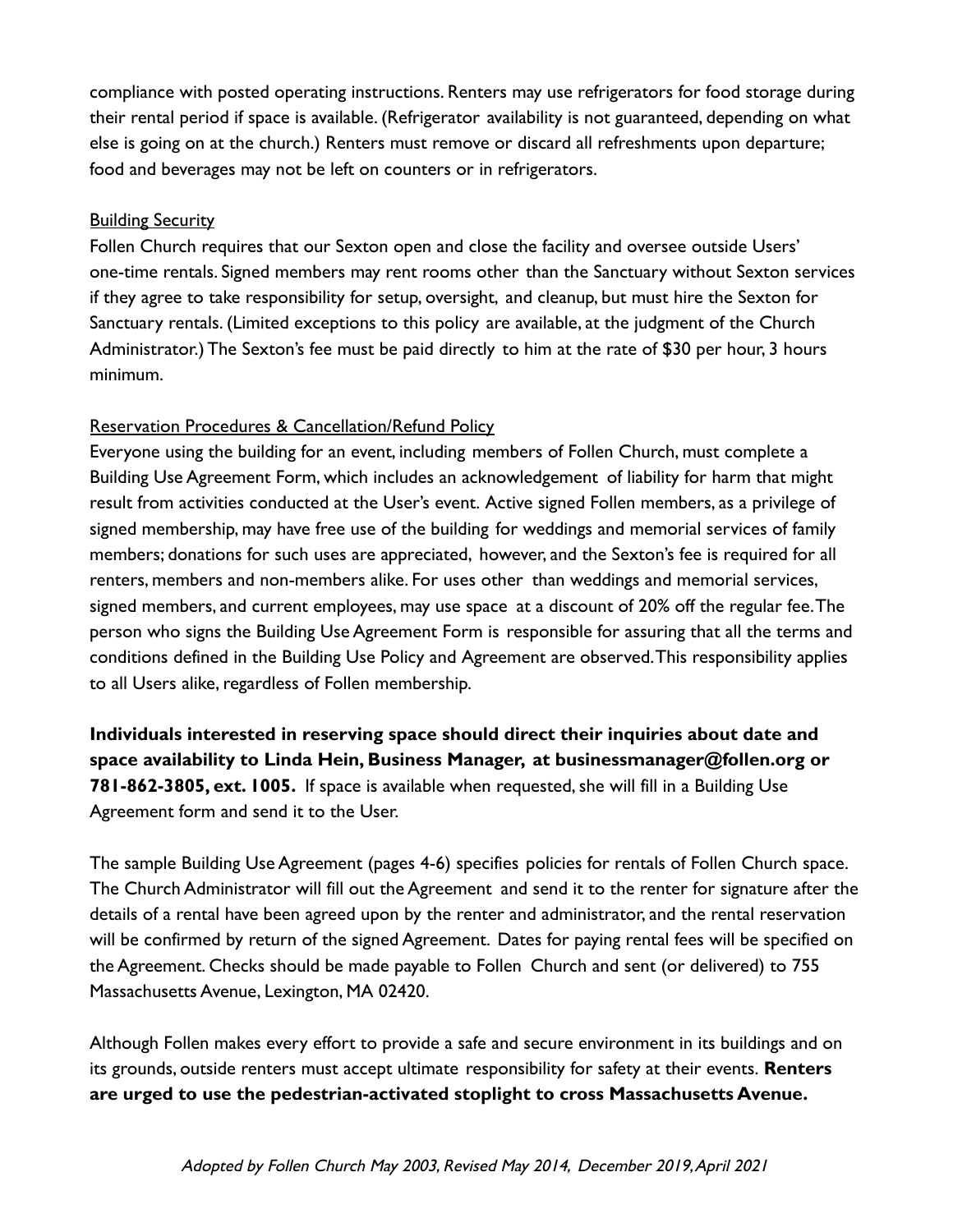compliance with posted operating instructions. Renters may use refrigerators for food storage during their rental period if space is available. (Refrigerator availability is not guaranteed, depending on what else is going on at the church.) Renters must remove or discard all refreshments upon departure; food and beverages may not be left on counters or in refrigerators.

Building Security

Follen Church requires that our Sexton open and close the facility and oversee outside Users' one-time rentals. Signed members may rent rooms other than the Sanctuary without Sexton services if they agree to take responsibility for setup, oversight, and cleanup, but must hire the Sexton for Sanctuary rentals. (Limited exceptions to this policy are available, at the judgment of the Church Administrator.) The Sexton's fee must be paid directly to him at the rate of $30 per hour, 3 hours minimum.

Reservation Procedures & Cancellation/Refund Policy

Everyone using the building for an event, including members of Follen Church, must complete a Building Use Agreement Form, which includes an acknowledgement of liability for harm that might result from activities conducted at the User's event. Active signed Follen members, as a privilege of signed membership, may have free use of the building for weddings and memorial services of family members; donations for such uses are appreciated, however, and the Sexton's fee is required for all renters, members and non-members alike. For uses other than weddings and memorial services, signed members, and current employees, may use space at a discount of 20% off the regular fee. The person who signs the Building Use Agreement Form is responsible for assuring that all the terms and conditions defined in the Building Use Policy and Agreement are observed. This responsibility applies to all Users alike, regardless of Follen membership.

**Individuals interested in reserving space should direct their inquiries about date and space availability to Linda Hein, Business Manager, at businessmanager@follen.org or 781-862-3805, ext. 1005.** If space is available when requested, she will fill in a Building Use Agreement form and send it to the User.

The sample Building Use Agreement (pages 4-6) specifies policies for rentals of Follen Church space. The Church Administrator will fill out the Agreement and send it to the renter for signature after the details of a rental have been agreed upon by the renter and administrator, and the rental reservation will be confirmed by return of the signed Agreement. Dates for paying rental fees will be specified on the Agreement. Checks should be made payable to Follen Church and sent (or delivered) to 755 Massachusetts Avenue, Lexington, MA 02420.

Although Follen makes every effort to provide a safe and secure environment in its buildings and on its grounds, outside renters must accept ultimate responsibility for safety at their events. **Renters are urged to use the pedestrian-activated stoplight to cross Massachusetts Avenue.**

*Adopted by Follen Church May 2003, Revised May 2014, December 2019, April 2021*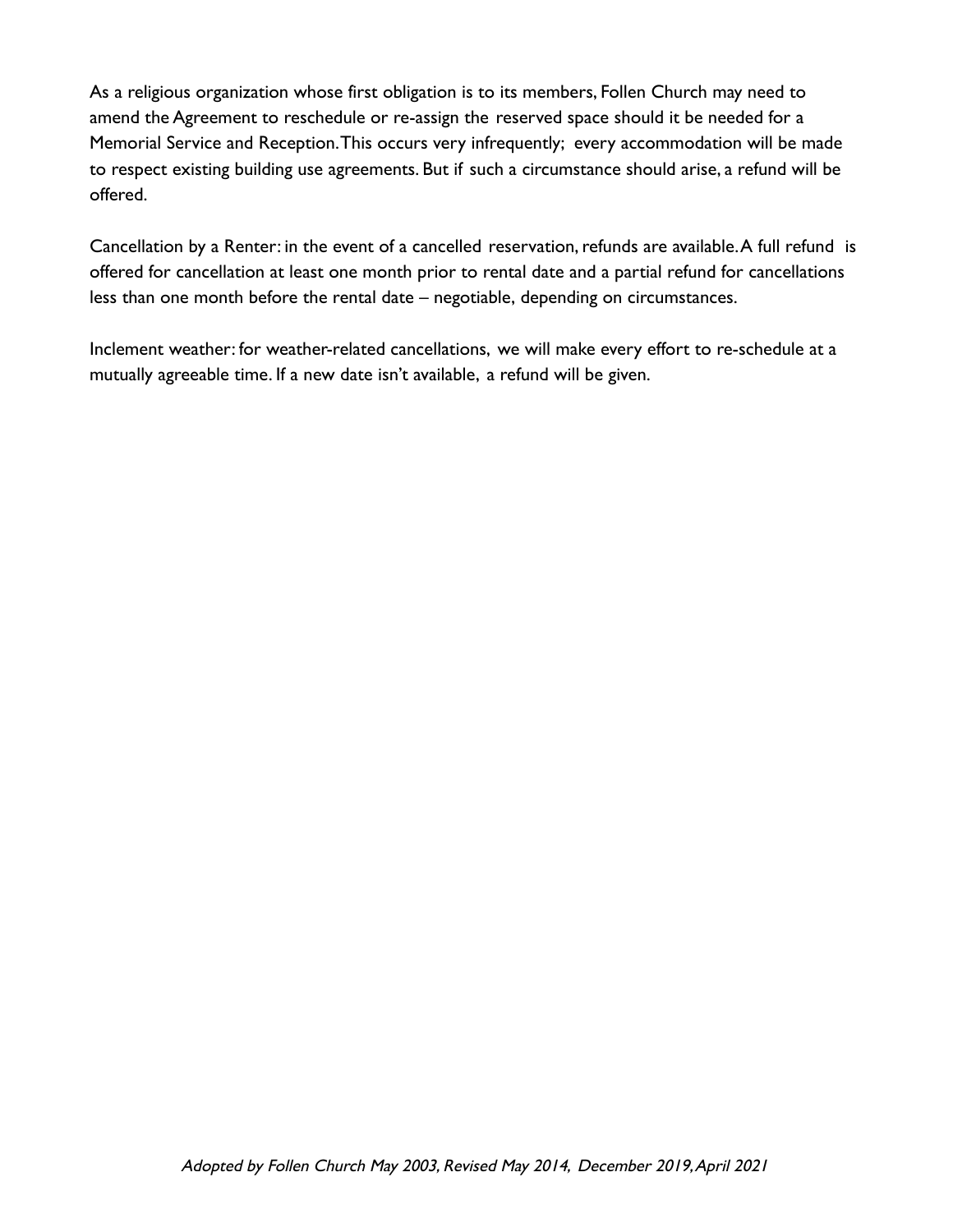As a religious organization whose first obligation is to its members, Follen Church may need to amend the Agreement to reschedule or re-assign the reserved space should it be needed for a Memorial Service and Reception. This occurs very infrequently; every accommodation will be made to respect existing building use agreements. But if such a circumstance should arise, a refund will be offered.

Cancellation by a Renter: in the event of a cancelled reservation, refunds are available. A full refund is offered for cancellation at least one month prior to rental date and a partial refund for cancellations less than one month before the rental date – negotiable, depending on circumstances.

Inclement weather: for weather-related cancellations, we will make every effort to re-schedule at a mutually agreeable time. If a new date isn't available, a refund will be given.

*Adopted by Follen Church May 2003, Revised May 2014, December 2019, April 2021*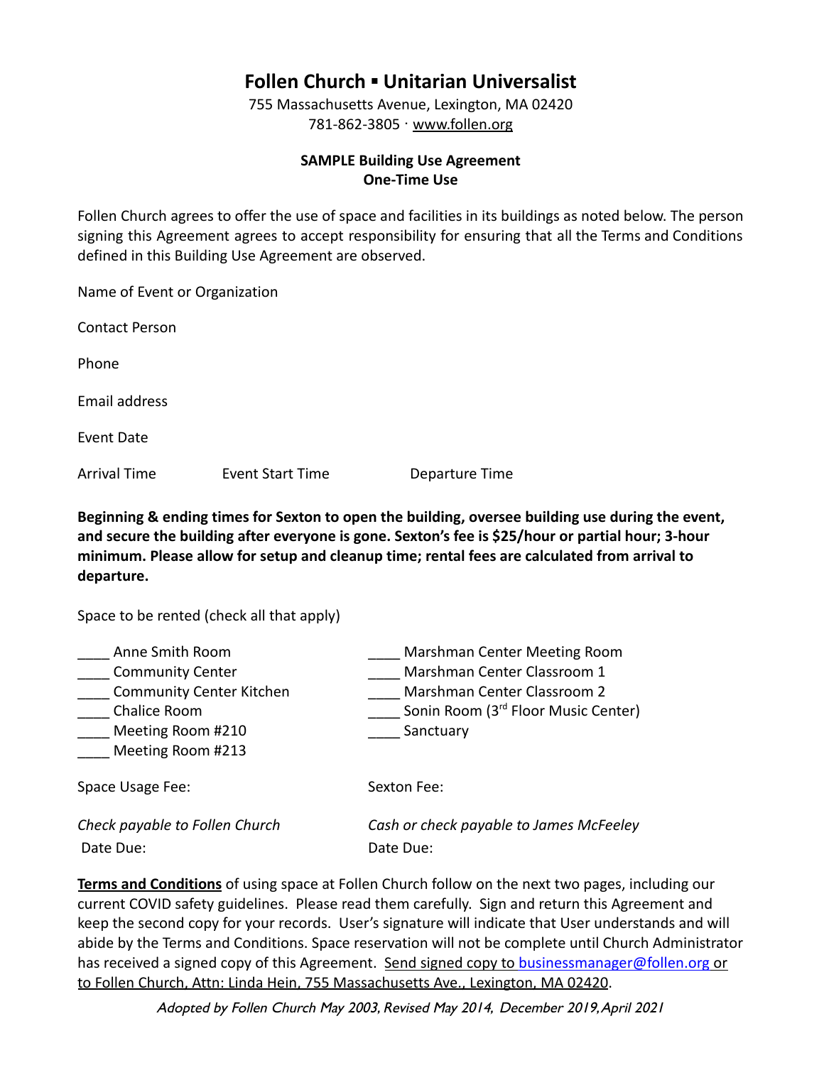# Follen Church ▪ Unitarian Universalist

755 Massachusetts Avenue, Lexington, MA 02420
781-862-3805 · www.follen.org

**SAMPLE Building Use Agreement**
**One-Time Use**

Follen Church agrees to offer the use of space and facilities in its buildings as noted below. The person signing this Agreement agrees to accept responsibility for ensuring that all the Terms and Conditions defined in this Building Use Agreement are observed.

Name of Event or Organization

Contact Person

Phone

Email address

Event Date

Arrival Time        Event Start Time        Departure Time

**Beginning & ending times for Sexton to open the building, oversee building use during the event, and secure the building after everyone is gone. Sexton's fee is $25/hour or partial hour; 3-hour minimum. Please allow for setup and cleanup time; rental fees are calculated from arrival to departure.**

Space to be rented (check all that apply)

____ Anne Smith Room
____ Community Center
____ Community Center Kitchen
____ Chalice Room
____ Meeting Room #210
____ Meeting Room #213
____ Marshman Center Meeting Room
____ Marshman Center Classroom 1
____ Marshman Center Classroom 2
____ Sonin Room (3rd Floor Music Center)
____ Sanctuary

Space Usage Fee:

*Check payable to Follen Church*
Date Due:

Sexton Fee:

*Cash or check payable to James McFeeley*
Date Due:

**Terms and Conditions** of using space at Follen Church follow on the next two pages, including our current COVID safety guidelines. Please read them carefully. Sign and return this Agreement and keep the second copy for your records. User's signature will indicate that User understands and will abide by the Terms and Conditions. Space reservation will not be complete until Church Administrator has received a signed copy of this Agreement. Send signed copy to businessmanager@follen.org or to Follen Church, Attn: Linda Hein, 755 Massachusetts Ave., Lexington, MA 02420.

*Adopted by Follen Church May 2003, Revised May 2014, December 2019, April 2021*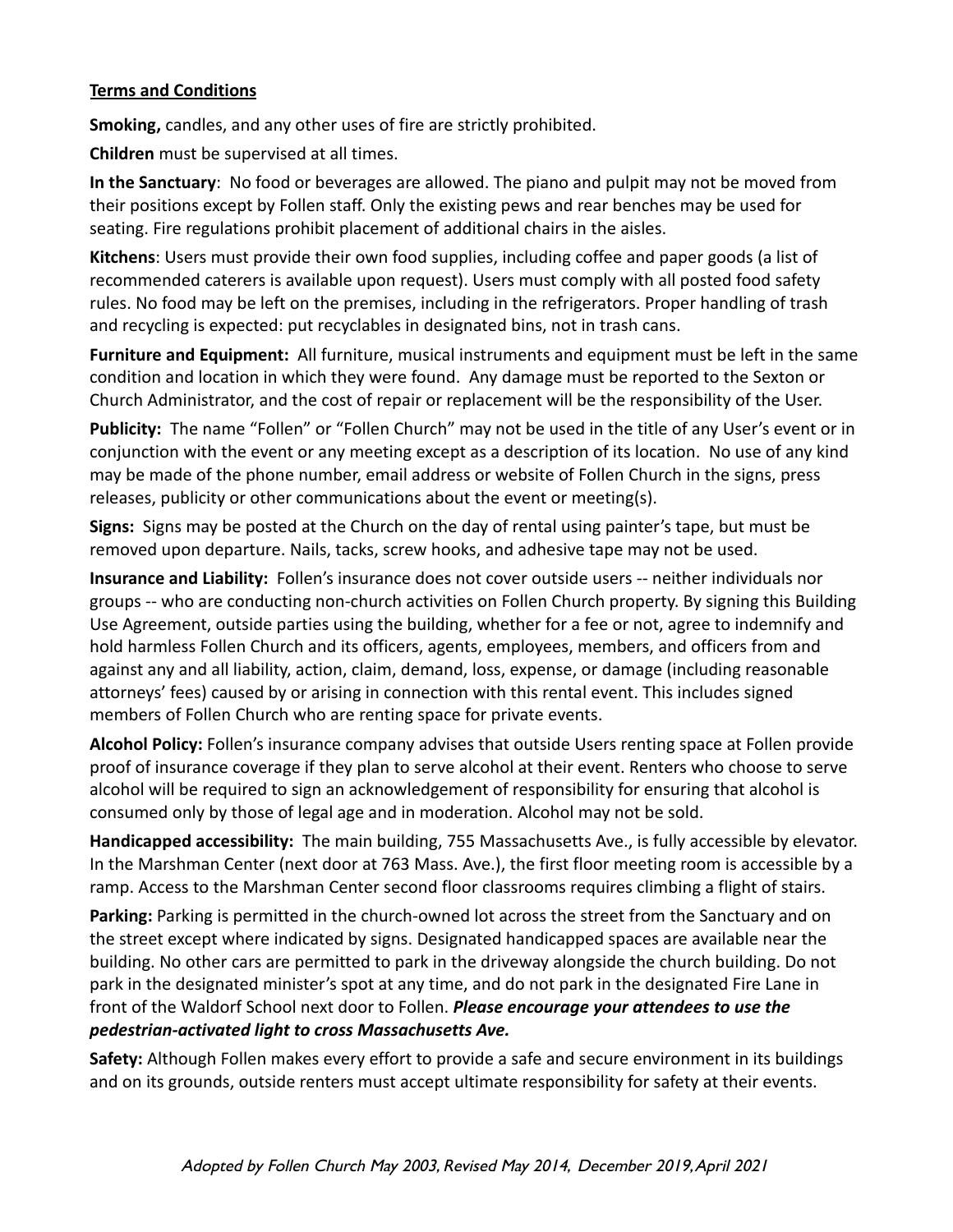**Terms and Conditions**

**Smoking,** candles, and any other uses of fire are strictly prohibited.

**Children** must be supervised at all times.

**In the Sanctuary**: No food or beverages are allowed. The piano and pulpit may not be moved from their positions except by Follen staff. Only the existing pews and rear benches may be used for seating. Fire regulations prohibit placement of additional chairs in the aisles.

**Kitchens**: Users must provide their own food supplies, including coffee and paper goods (a list of recommended caterers is available upon request). Users must comply with all posted food safety rules. No food may be left on the premises, including in the refrigerators. Proper handling of trash and recycling is expected: put recyclables in designated bins, not in trash cans.

**Furniture and Equipment:** All furniture, musical instruments and equipment must be left in the same condition and location in which they were found. Any damage must be reported to the Sexton or Church Administrator, and the cost of repair or replacement will be the responsibility of the User.

**Publicity:** The name "Follen" or "Follen Church" may not be used in the title of any User's event or in conjunction with the event or any meeting except as a description of its location. No use of any kind may be made of the phone number, email address or website of Follen Church in the signs, press releases, publicity or other communications about the event or meeting(s).

**Signs:** Signs may be posted at the Church on the day of rental using painter's tape, but must be removed upon departure. Nails, tacks, screw hooks, and adhesive tape may not be used.

**Insurance and Liability:** Follen's insurance does not cover outside users -- neither individuals nor groups -- who are conducting non-church activities on Follen Church property. By signing this Building Use Agreement, outside parties using the building, whether for a fee or not, agree to indemnify and hold harmless Follen Church and its officers, agents, employees, members, and officers from and against any and all liability, action, claim, demand, loss, expense, or damage (including reasonable attorneys' fees) caused by or arising in connection with this rental event. This includes signed members of Follen Church who are renting space for private events.

**Alcohol Policy:** Follen's insurance company advises that outside Users renting space at Follen provide proof of insurance coverage if they plan to serve alcohol at their event. Renters who choose to serve alcohol will be required to sign an acknowledgement of responsibility for ensuring that alcohol is consumed only by those of legal age and in moderation. Alcohol may not be sold.

**Handicapped accessibility:** The main building, 755 Massachusetts Ave., is fully accessible by elevator. In the Marshman Center (next door at 763 Mass. Ave.), the first floor meeting room is accessible by a ramp. Access to the Marshman Center second floor classrooms requires climbing a flight of stairs.

**Parking:** Parking is permitted in the church-owned lot across the street from the Sanctuary and on the street except where indicated by signs. Designated handicapped spaces are available near the building. No other cars are permitted to park in the driveway alongside the church building. Do not park in the designated minister's spot at any time, and do not park in the designated Fire Lane in front of the Waldorf School next door to Follen. ***Please encourage your attendees to use the pedestrian-activated light to cross Massachusetts Ave.***

**Safety:** Although Follen makes every effort to provide a safe and secure environment in its buildings and on its grounds, outside renters must accept ultimate responsibility for safety at their events.

*Adopted by Follen Church May 2003, Revised May 2014, December 2019, April 2021*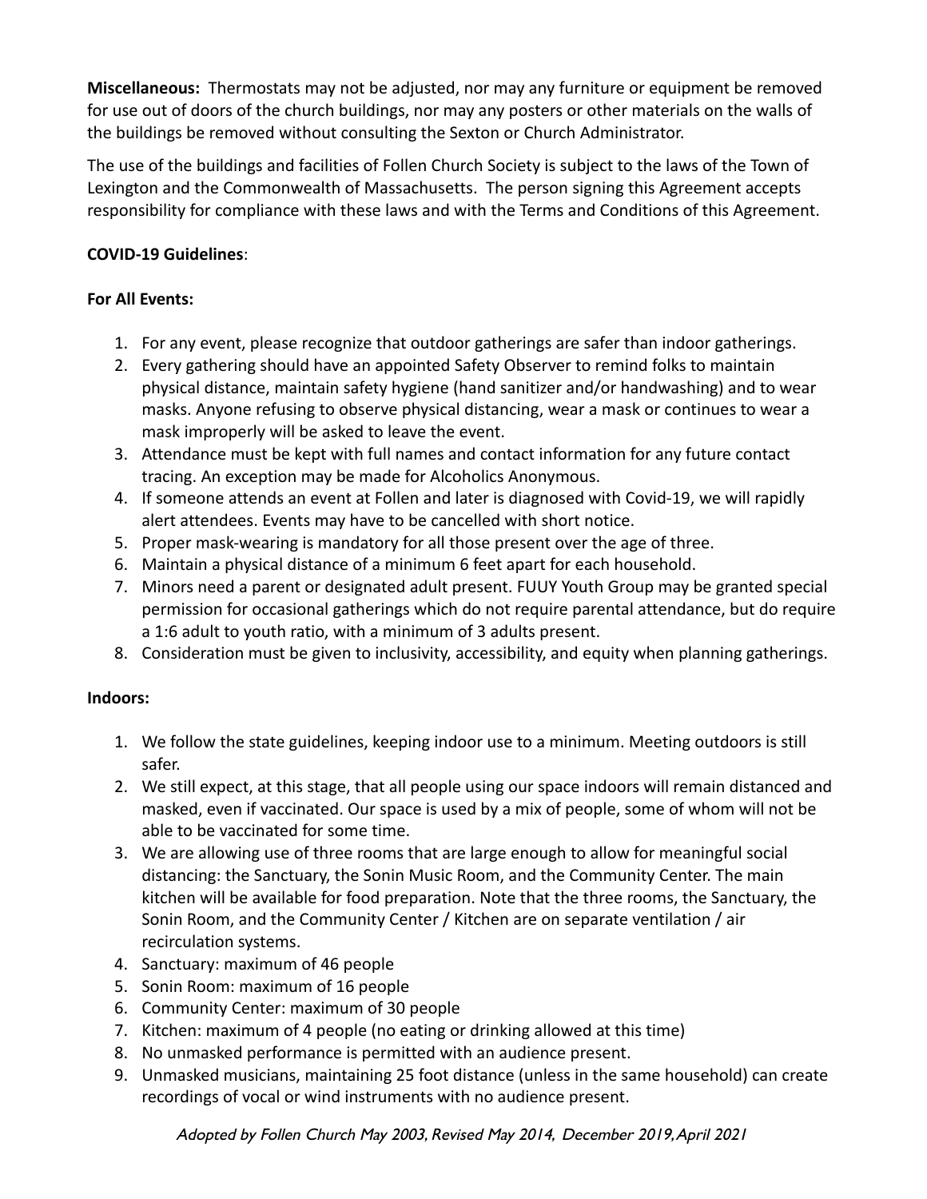**Miscellaneous:** Thermostats may not be adjusted, nor may any furniture or equipment be removed for use out of doors of the church buildings, nor may any posters or other materials on the walls of the buildings be removed without consulting the Sexton or Church Administrator.

The use of the buildings and facilities of Follen Church Society is subject to the laws of the Town of Lexington and the Commonwealth of Massachusetts. The person signing this Agreement accepts responsibility for compliance with these laws and with the Terms and Conditions of this Agreement.

**COVID-19 Guidelines**:

**For All Events:**

1. For any event, please recognize that outdoor gatherings are safer than indoor gatherings.
2. Every gathering should have an appointed Safety Observer to remind folks to maintain physical distance, maintain safety hygiene (hand sanitizer and/or handwashing) and to wear masks. Anyone refusing to observe physical distancing, wear a mask or continues to wear a mask improperly will be asked to leave the event.
3. Attendance must be kept with full names and contact information for any future contact tracing. An exception may be made for Alcoholics Anonymous.
4. If someone attends an event at Follen and later is diagnosed with Covid-19, we will rapidly alert attendees. Events may have to be cancelled with short notice.
5. Proper mask-wearing is mandatory for all those present over the age of three.
6. Maintain a physical distance of a minimum 6 feet apart for each household.
7. Minors need a parent or designated adult present. FUUY Youth Group may be granted special permission for occasional gatherings which do not require parental attendance, but do require a 1:6 adult to youth ratio, with a minimum of 3 adults present.
8. Consideration must be given to inclusivity, accessibility, and equity when planning gatherings.

**Indoors:**

1. We follow the state guidelines, keeping indoor use to a minimum. Meeting outdoors is still safer.
2. We still expect, at this stage, that all people using our space indoors will remain distanced and masked, even if vaccinated. Our space is used by a mix of people, some of whom will not be able to be vaccinated for some time.
3. We are allowing use of three rooms that are large enough to allow for meaningful social distancing: the Sanctuary, the Sonin Music Room, and the Community Center. The main kitchen will be available for food preparation. Note that the three rooms, the Sanctuary, the Sonin Room, and the Community Center / Kitchen are on separate ventilation / air recirculation systems.
4. Sanctuary: maximum of 46 people
5. Sonin Room: maximum of 16 people
6. Community Center: maximum of 30 people
7. Kitchen: maximum of 4 people (no eating or drinking allowed at this time)
8. No unmasked performance is permitted with an audience present.
9. Unmasked musicians, maintaining 25 foot distance (unless in the same household) can create recordings of vocal or wind instruments with no audience present.

*Adopted by Follen Church May 2003, Revised May 2014, December 2019, April 2021*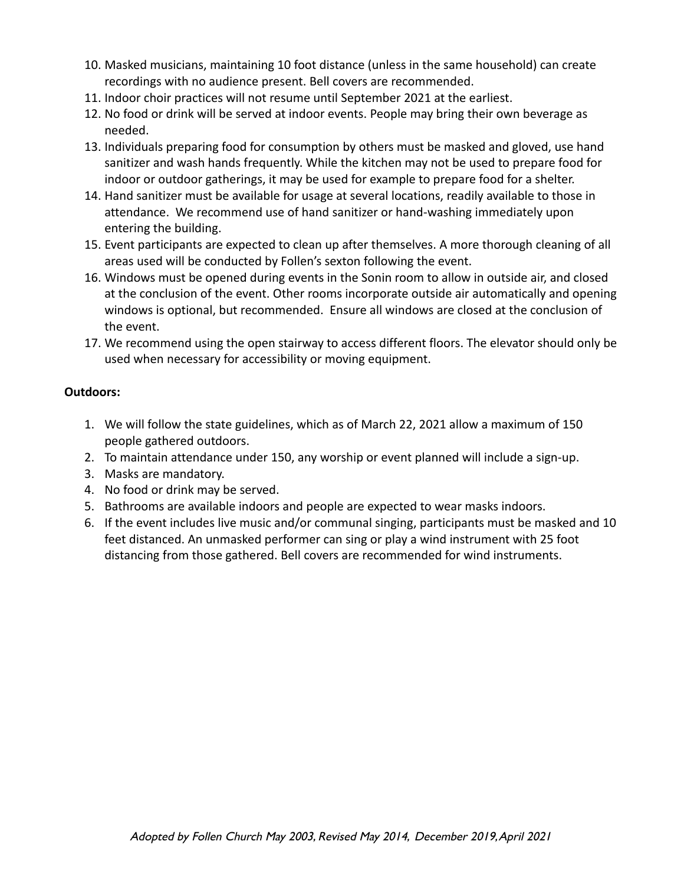10. Masked musicians, maintaining 10 foot distance (unless in the same household) can create recordings with no audience present. Bell covers are recommended.
11. Indoor choir practices will not resume until September 2021 at the earliest.
12. No food or drink will be served at indoor events. People may bring their own beverage as needed.
13. Individuals preparing food for consumption by others must be masked and gloved, use hand sanitizer and wash hands frequently. While the kitchen may not be used to prepare food for indoor or outdoor gatherings, it may be used for example to prepare food for a shelter.
14. Hand sanitizer must be available for usage at several locations, readily available to those in attendance. We recommend use of hand sanitizer or hand-washing immediately upon entering the building.
15. Event participants are expected to clean up after themselves. A more thorough cleaning of all areas used will be conducted by Follen's sexton following the event.
16. Windows must be opened during events in the Sonin room to allow in outside air, and closed at the conclusion of the event. Other rooms incorporate outside air automatically and opening windows is optional, but recommended. Ensure all windows are closed at the conclusion of the event.
17. We recommend using the open stairway to access different floors. The elevator should only be used when necessary for accessibility or moving equipment.

**Outdoors:**

1. We will follow the state guidelines, which as of March 22, 2021 allow a maximum of 150 people gathered outdoors.
2. To maintain attendance under 150, any worship or event planned will include a sign-up.
3. Masks are mandatory.
4. No food or drink may be served.
5. Bathrooms are available indoors and people are expected to wear masks indoors.
6. If the event includes live music and/or communal singing, participants must be masked and 10 feet distanced. An unmasked performer can sing or play a wind instrument with 25 foot distancing from those gathered. Bell covers are recommended for wind instruments.

*Adopted by Follen Church May 2003, Revised May 2014, December 2019, April 2021*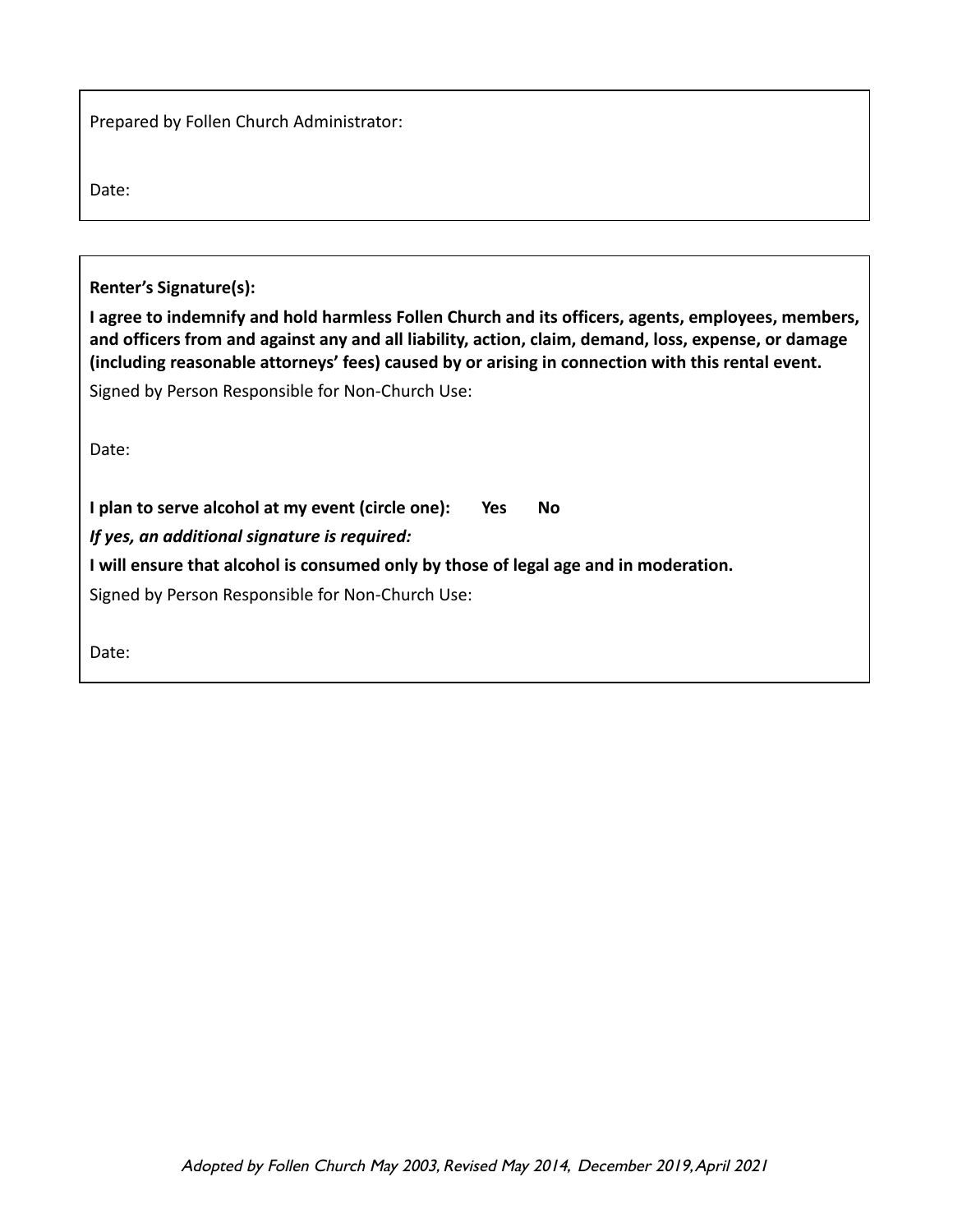Prepared by Follen Church Administrator:

Date:

---

**Renter's Signature(s):**

**I agree to indemnify and hold harmless Follen Church and its officers, agents, employees, members, and officers from and against any and all liability, action, claim, demand, loss, expense, or damage (including reasonable attorneys' fees) caused by or arising in connection with this rental event.**

Signed by Person Responsible for Non-Church Use:

Date:

**I plan to serve alcohol at my event (circle one): Yes No**

***If yes, an additional signature is required:***

**I will ensure that alcohol is consumed only by those of legal age and in moderation.**

Signed by Person Responsible for Non-Church Use:

Date:

*Adopted by Follen Church May 2003, Revised May 2014, December 2019, April 2021*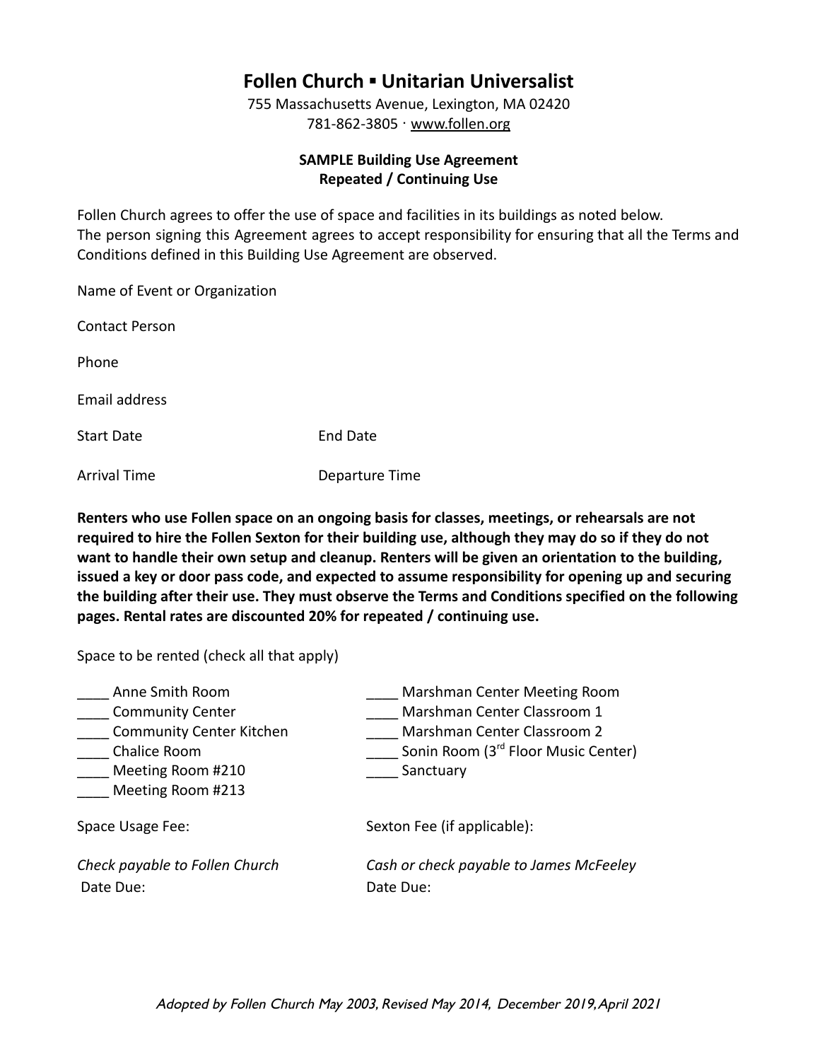# Follen Church ▪ Unitarian Universalist

755 Massachusetts Avenue, Lexington, MA 02420
781-862-3805 · www.follen.org

**SAMPLE Building Use Agreement**
**Repeated / Continuing Use**

Follen Church agrees to offer the use of space and facilities in its buildings as noted below.
The person signing this Agreement agrees to accept responsibility for ensuring that all the Terms and Conditions defined in this Building Use Agreement are observed.

Name of Event or Organization

Contact Person

Phone

Email address

Start Date End Date

Arrival Time Departure Time

**Renters who use Follen space on an ongoing basis for classes, meetings, or rehearsals are not required to hire the Follen Sexton for their building use, although they may do so if they do not want to handle their own setup and cleanup. Renters will be given an orientation to the building, issued a key or door pass code, and expected to assume responsibility for opening up and securing the building after their use. They must observe the Terms and Conditions specified on the following pages. Rental rates are discounted 20% for repeated / continuing use.**

Space to be rented (check all that apply)

____ Anne Smith Room
____ Community Center
____ Community Center Kitchen
____ Chalice Room
____ Meeting Room #210
____ Meeting Room #213
____ Marshman Center Meeting Room
____ Marshman Center Classroom 1
____ Marshman Center Classroom 2
____ Sonin Room (3rd Floor Music Center)
____ Sanctuary

Space Usage Fee:

*Check payable to Follen Church*
Date Due:

Sexton Fee (if applicable):

*Cash or check payable to James McFeeley*
Date Due:

*Adopted by Follen Church May 2003, Revised May 2014, December 2019, April 2021*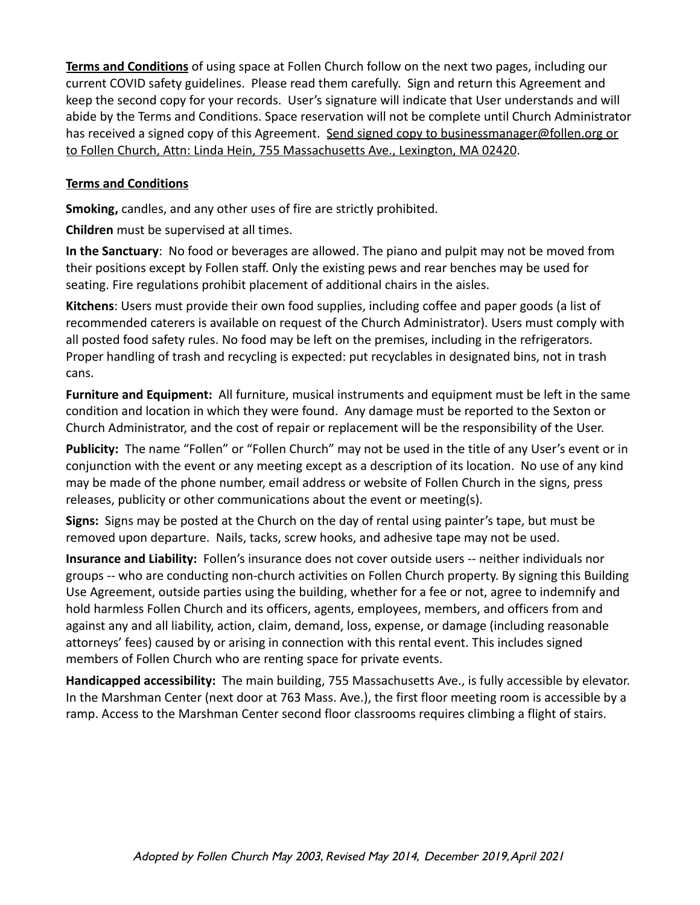**Terms and Conditions** of using space at Follen Church follow on the next two pages, including our current COVID safety guidelines. Please read them carefully. Sign and return this Agreement and keep the second copy for your records. User's signature will indicate that User understands and will abide by the Terms and Conditions. Space reservation will not be complete until Church Administrator has received a signed copy of this Agreement. Send signed copy to businessmanager@follen.org or to Follen Church, Attn: Linda Hein, 755 Massachusetts Ave., Lexington, MA 02420.

**Terms and Conditions**

**Smoking,** candles, and any other uses of fire are strictly prohibited.

**Children** must be supervised at all times.

**In the Sanctuary**: No food or beverages are allowed. The piano and pulpit may not be moved from their positions except by Follen staff. Only the existing pews and rear benches may be used for seating. Fire regulations prohibit placement of additional chairs in the aisles.

**Kitchens**: Users must provide their own food supplies, including coffee and paper goods (a list of recommended caterers is available on request of the Church Administrator). Users must comply with all posted food safety rules. No food may be left on the premises, including in the refrigerators. Proper handling of trash and recycling is expected: put recyclables in designated bins, not in trash cans.

**Furniture and Equipment:** All furniture, musical instruments and equipment must be left in the same condition and location in which they were found. Any damage must be reported to the Sexton or Church Administrator, and the cost of repair or replacement will be the responsibility of the User.

**Publicity:** The name "Follen" or "Follen Church" may not be used in the title of any User's event or in conjunction with the event or any meeting except as a description of its location. No use of any kind may be made of the phone number, email address or website of Follen Church in the signs, press releases, publicity or other communications about the event or meeting(s).

**Signs:** Signs may be posted at the Church on the day of rental using painter's tape, but must be removed upon departure. Nails, tacks, screw hooks, and adhesive tape may not be used.

**Insurance and Liability:** Follen's insurance does not cover outside users -- neither individuals nor groups -- who are conducting non-church activities on Follen Church property. By signing this Building Use Agreement, outside parties using the building, whether for a fee or not, agree to indemnify and hold harmless Follen Church and its officers, agents, employees, members, and officers from and against any and all liability, action, claim, demand, loss, expense, or damage (including reasonable attorneys' fees) caused by or arising in connection with this rental event. This includes signed members of Follen Church who are renting space for private events.

**Handicapped accessibility:** The main building, 755 Massachusetts Ave., is fully accessible by elevator. In the Marshman Center (next door at 763 Mass. Ave.), the first floor meeting room is accessible by a ramp. Access to the Marshman Center second floor classrooms requires climbing a flight of stairs.

*Adopted by Follen Church May 2003, Revised May 2014, December 2019, April 2021*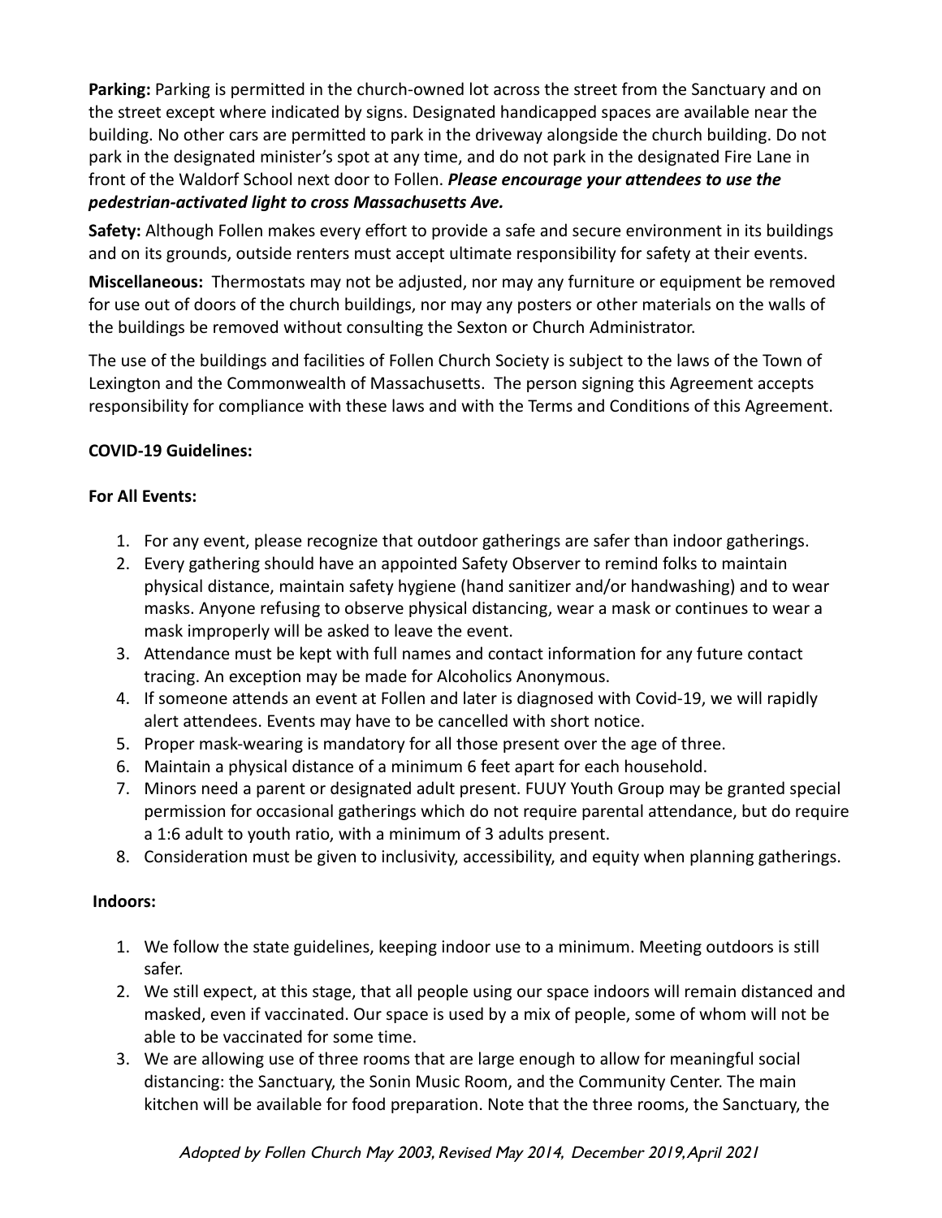**Parking:** Parking is permitted in the church-owned lot across the street from the Sanctuary and on the street except where indicated by signs. Designated handicapped spaces are available near the building. No other cars are permitted to park in the driveway alongside the church building. Do not park in the designated minister's spot at any time, and do not park in the designated Fire Lane in front of the Waldorf School next door to Follen. ***Please encourage your attendees to use the pedestrian-activated light to cross Massachusetts Ave.***

**Safety:** Although Follen makes every effort to provide a safe and secure environment in its buildings and on its grounds, outside renters must accept ultimate responsibility for safety at their events.

**Miscellaneous:** Thermostats may not be adjusted, nor may any furniture or equipment be removed for use out of doors of the church buildings, nor may any posters or other materials on the walls of the buildings be removed without consulting the Sexton or Church Administrator.

The use of the buildings and facilities of Follen Church Society is subject to the laws of the Town of Lexington and the Commonwealth of Massachusetts. The person signing this Agreement accepts responsibility for compliance with these laws and with the Terms and Conditions of this Agreement.

**COVID-19 Guidelines:**

**For All Events:**

1. For any event, please recognize that outdoor gatherings are safer than indoor gatherings.
2. Every gathering should have an appointed Safety Observer to remind folks to maintain physical distance, maintain safety hygiene (hand sanitizer and/or handwashing) and to wear masks. Anyone refusing to observe physical distancing, wear a mask or continues to wear a mask improperly will be asked to leave the event.
3. Attendance must be kept with full names and contact information for any future contact tracing. An exception may be made for Alcoholics Anonymous.
4. If someone attends an event at Follen and later is diagnosed with Covid-19, we will rapidly alert attendees. Events may have to be cancelled with short notice.
5. Proper mask-wearing is mandatory for all those present over the age of three.
6. Maintain a physical distance of a minimum 6 feet apart for each household.
7. Minors need a parent or designated adult present. FUUY Youth Group may be granted special permission for occasional gatherings which do not require parental attendance, but do require a 1:6 adult to youth ratio, with a minimum of 3 adults present.
8. Consideration must be given to inclusivity, accessibility, and equity when planning gatherings.

**Indoors:**

1. We follow the state guidelines, keeping indoor use to a minimum. Meeting outdoors is still safer.
2. We still expect, at this stage, that all people using our space indoors will remain distanced and masked, even if vaccinated. Our space is used by a mix of people, some of whom will not be able to be vaccinated for some time.
3. We are allowing use of three rooms that are large enough to allow for meaningful social distancing: the Sanctuary, the Sonin Music Room, and the Community Center. The main kitchen will be available for food preparation. Note that the three rooms, the Sanctuary, the

*Adopted by Follen Church May 2003, Revised May 2014, December 2019, April 2021*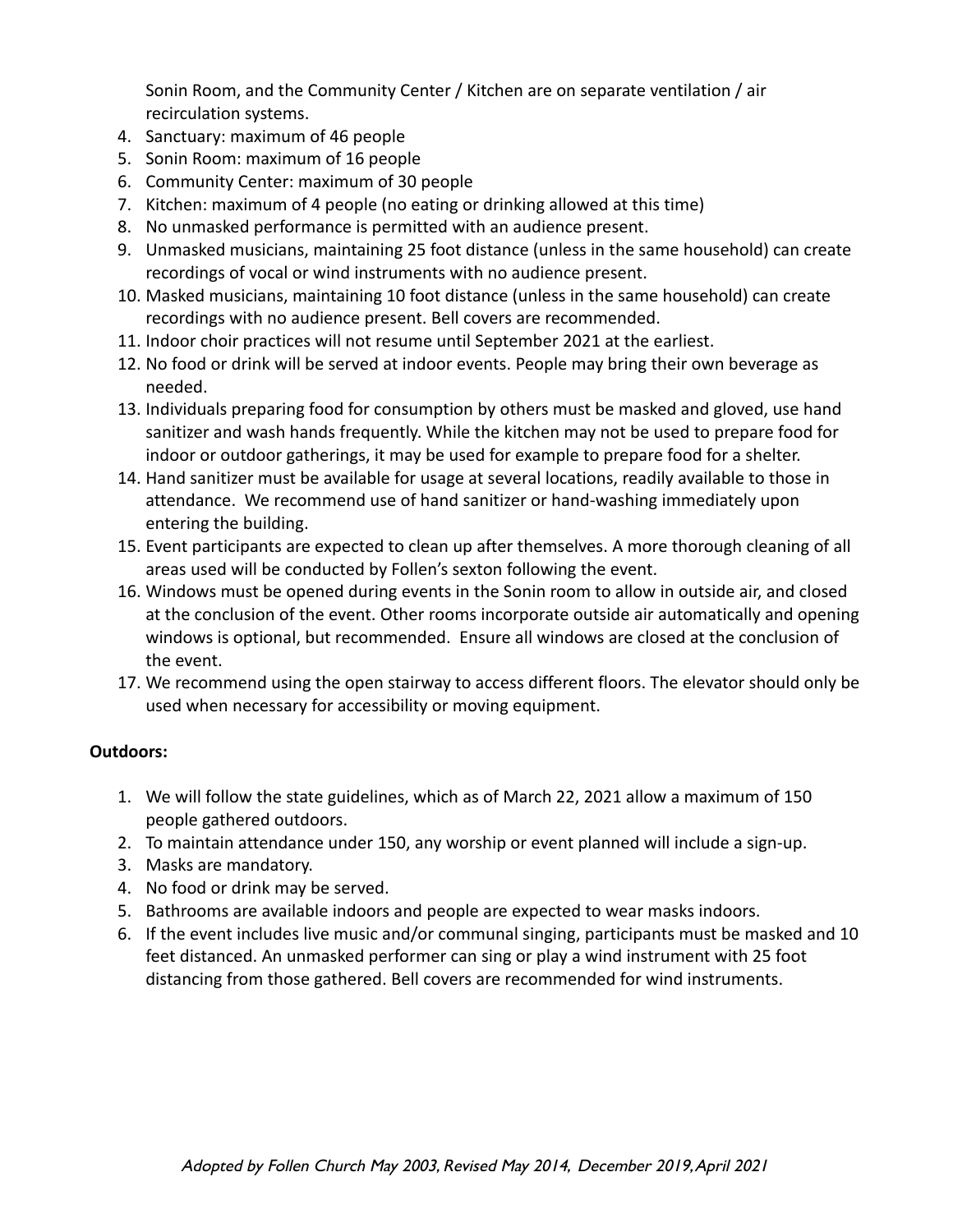Sonin Room, and the Community Center / Kitchen are on separate ventilation / air recirculation systems.

4. Sanctuary: maximum of 46 people
5. Sonin Room: maximum of 16 people
6. Community Center: maximum of 30 people
7. Kitchen: maximum of 4 people (no eating or drinking allowed at this time)
8. No unmasked performance is permitted with an audience present.
9. Unmasked musicians, maintaining 25 foot distance (unless in the same household) can create recordings of vocal or wind instruments with no audience present.
10. Masked musicians, maintaining 10 foot distance (unless in the same household) can create recordings with no audience present. Bell covers are recommended.
11. Indoor choir practices will not resume until September 2021 at the earliest.
12. No food or drink will be served at indoor events. People may bring their own beverage as needed.
13. Individuals preparing food for consumption by others must be masked and gloved, use hand sanitizer and wash hands frequently. While the kitchen may not be used to prepare food for indoor or outdoor gatherings, it may be used for example to prepare food for a shelter.
14. Hand sanitizer must be available for usage at several locations, readily available to those in attendance. We recommend use of hand sanitizer or hand-washing immediately upon entering the building.
15. Event participants are expected to clean up after themselves. A more thorough cleaning of all areas used will be conducted by Follen's sexton following the event.
16. Windows must be opened during events in the Sonin room to allow in outside air, and closed at the conclusion of the event. Other rooms incorporate outside air automatically and opening windows is optional, but recommended. Ensure all windows are closed at the conclusion of the event.
17. We recommend using the open stairway to access different floors. The elevator should only be used when necessary for accessibility or moving equipment.

**Outdoors:**

1. We will follow the state guidelines, which as of March 22, 2021 allow a maximum of 150 people gathered outdoors.
2. To maintain attendance under 150, any worship or event planned will include a sign-up.
3. Masks are mandatory.
4. No food or drink may be served.
5. Bathrooms are available indoors and people are expected to wear masks indoors.
6. If the event includes live music and/or communal singing, participants must be masked and 10 feet distanced. An unmasked performer can sing or play a wind instrument with 25 foot distancing from those gathered. Bell covers are recommended for wind instruments.

*Adopted by Follen Church May 2003, Revised May 2014, December 2019, April 2021*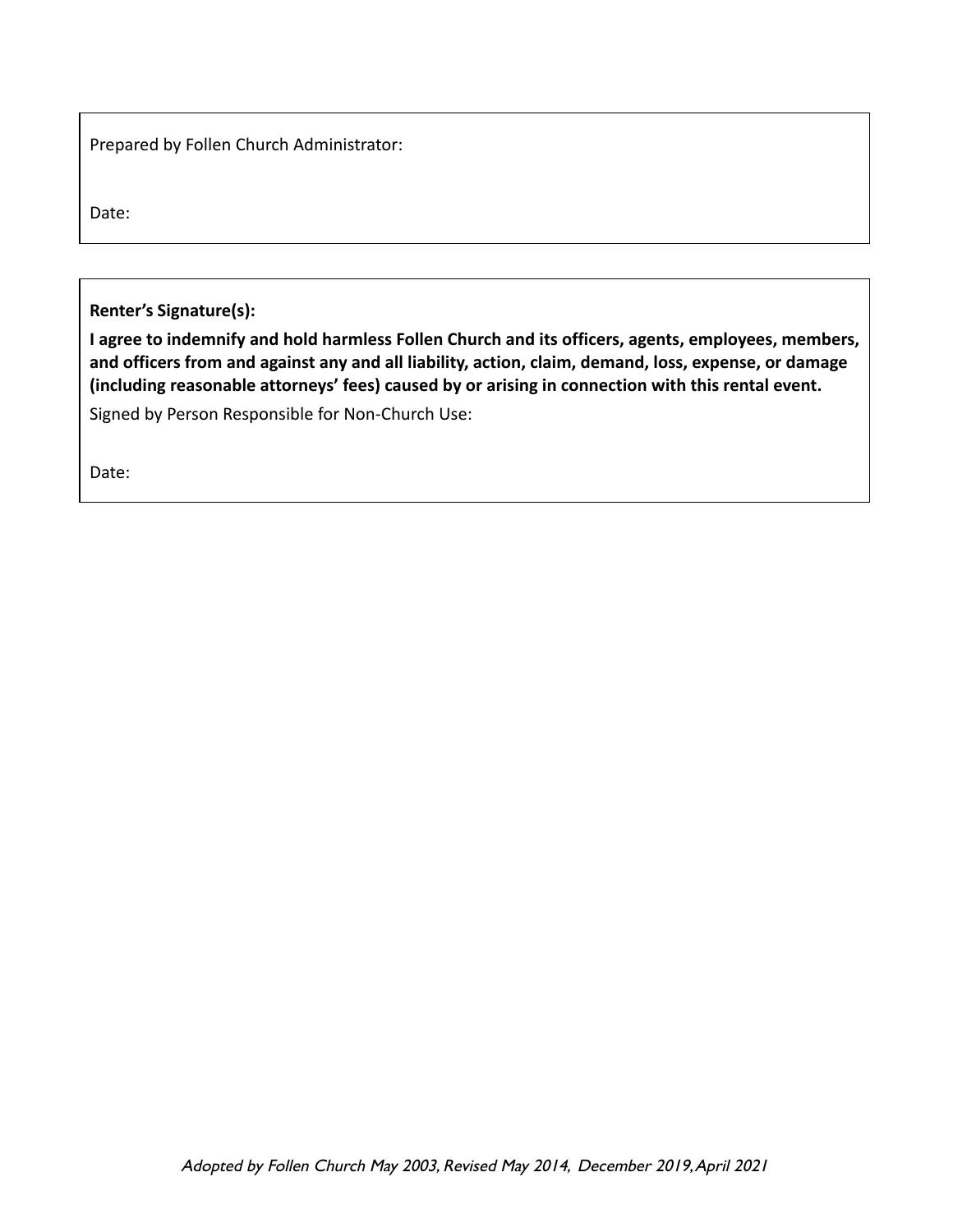Prepared by Follen Church Administrator:

Date:

**Renter's Signature(s):**

**I agree to indemnify and hold harmless Follen Church and its officers, agents, employees, members, and officers from and against any and all liability, action, claim, demand, loss, expense, or damage (including reasonable attorneys' fees) caused by or arising in connection with this rental event.**

Signed by Person Responsible for Non-Church Use:

Date:

*Adopted by Follen Church May 2003, Revised May 2014, December 2019, April 2021*